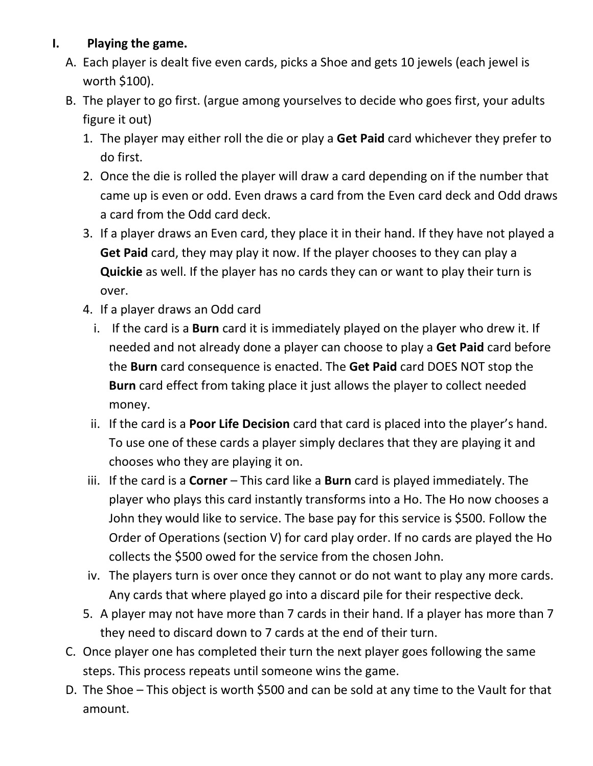# I. Playing the game.

A. Each player is dealt five even cards, picks a Shoe and gets 10 jewels (each jewel is worth $100).

B. The player to go first. (argue among yourselves to decide who goes first, your adults figure it out)

1. The player may either roll the die or play a **Get Paid** card whichever they prefer to do first.
2. Once the die is rolled the player will draw a card depending on if the number that came up is even or odd. Even draws a card from the Even card deck and Odd draws a card from the Odd card deck.
3. If a player draws an Even card, they place it in their hand. If they have not played a **Get Paid** card, they may play it now. If the player chooses to they can play a **Quickie** as well. If the player has no cards they can or want to play their turn is over.
4. If a player draws an Odd card

   i. If the card is a **Burn** card it is immediately played on the player who drew it. If needed and not already done a player can choose to play a **Get Paid** card before the **Burn** card consequence is enacted. The **Get Paid** card DOES NOT stop the **Burn** card effect from taking place it just allows the player to collect needed money.

   ii. If the card is a **Poor Life Decision** card that card is placed into the player's hand. To use one of these cards a player simply declares that they are playing it and chooses who they are playing it on.

   iii. If the card is a **Corner** – This card like a **Burn** card is played immediately. The player who plays this card instantly transforms into a Ho. The Ho now chooses a John they would like to service. The base pay for this service is $500. Follow the Order of Operations (section V) for card play order. If no cards are played the Ho collects the $500 owed for the service from the chosen John.

   iv. The players turn is over once they cannot or do not want to play any more cards. Any cards that where played go into a discard pile for their respective deck.

5. A player may not have more than 7 cards in their hand. If a player has more than 7 they need to discard down to 7 cards at the end of their turn.

C. Once player one has completed their turn the next player goes following the same steps. This process repeats until someone wins the game.

D. The Shoe – This object is worth $500 and can be sold at any time to the Vault for that amount.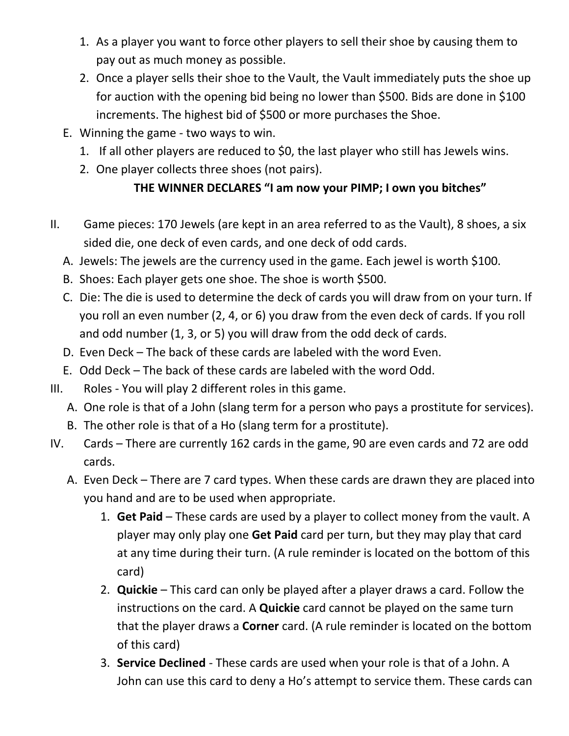1. As a player you want to force other players to sell their shoe by causing them to pay out as much money as possible.
2. Once a player sells their shoe to the Vault, the Vault immediately puts the shoe up for auction with the opening bid being no lower than $500. Bids are done in $100 increments. The highest bid of $500 or more purchases the Shoe.

E. Winning the game - two ways to win.
1. If all other players are reduced to $0, the last player who still has Jewels wins.
2. One player collects three shoes (not pairs).

**THE WINNER DECLARES "I am now your PIMP; I own you bitches"**

II. Game pieces: 170 Jewels (are kept in an area referred to as the Vault), 8 shoes, a six sided die, one deck of even cards, and one deck of odd cards.

A. Jewels: The jewels are the currency used in the game. Each jewel is worth $100.
B. Shoes: Each player gets one shoe. The shoe is worth $500.
C. Die: The die is used to determine the deck of cards you will draw from on your turn. If you roll an even number (2, 4, or 6) you draw from the even deck of cards. If you roll and odd number (1, 3, or 5) you will draw from the odd deck of cards.
D. Even Deck – The back of these cards are labeled with the word Even.
E. Odd Deck – The back of these cards are labeled with the word Odd.

III. Roles - You will play 2 different roles in this game.

A. One role is that of a John (slang term for a person who pays a prostitute for services).
B. The other role is that of a Ho (slang term for a prostitute).

IV. Cards – There are currently 162 cards in the game, 90 are even cards and 72 are odd cards.

A. Even Deck – There are 7 card types. When these cards are drawn they are placed into you hand and are to be used when appropriate.
1. **Get Paid** – These cards are used by a player to collect money from the vault. A player may only play one **Get Paid** card per turn, but they may play that card at any time during their turn. (A rule reminder is located on the bottom of this card)
2. **Quickie** – This card can only be played after a player draws a card. Follow the instructions on the card. A **Quickie** card cannot be played on the same turn that the player draws a **Corner** card. (A rule reminder is located on the bottom of this card)
3. **Service Declined** - These cards are used when your role is that of a John. A John can use this card to deny a Ho's attempt to service them. These cards can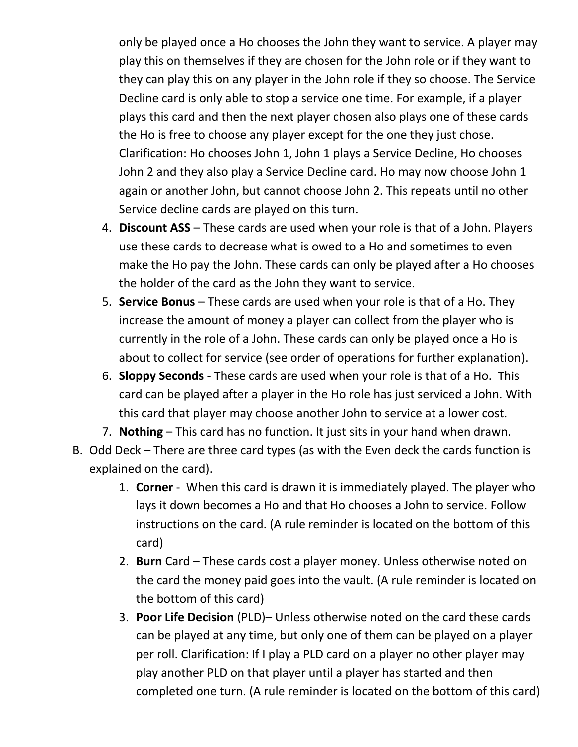only be played once a Ho chooses the John they want to service. A player may play this on themselves if they are chosen for the John role or if they want to they can play this on any player in the John role if they so choose. The Service Decline card is only able to stop a service one time. For example, if a player plays this card and then the next player chosen also plays one of these cards the Ho is free to choose any player except for the one they just chose. Clarification: Ho chooses John 1, John 1 plays a Service Decline, Ho chooses John 2 and they also play a Service Decline card. Ho may now choose John 1 again or another John, but cannot choose John 2. This repeats until no other Service decline cards are played on this turn.

4. **Discount ASS** – These cards are used when your role is that of a John. Players use these cards to decrease what is owed to a Ho and sometimes to even make the Ho pay the John. These cards can only be played after a Ho chooses the holder of the card as the John they want to service.
5. **Service Bonus** – These cards are used when your role is that of a Ho. They increase the amount of money a player can collect from the player who is currently in the role of a John. These cards can only be played once a Ho is about to collect for service (see order of operations for further explanation).
6. **Sloppy Seconds** - These cards are used when your role is that of a Ho. This card can be played after a player in the Ho role has just serviced a John. With this card that player may choose another John to service at a lower cost.
7. **Nothing** – This card has no function. It just sits in your hand when drawn.

B. Odd Deck – There are three card types (as with the Even deck the cards function is explained on the card).

1. **Corner** - When this card is drawn it is immediately played. The player who lays it down becomes a Ho and that Ho chooses a John to service. Follow instructions on the card. (A rule reminder is located on the bottom of this card)
2. **Burn** Card – These cards cost a player money. Unless otherwise noted on the card the money paid goes into the vault. (A rule reminder is located on the bottom of this card)
3. **Poor Life Decision** (PLD)– Unless otherwise noted on the card these cards can be played at any time, but only one of them can be played on a player per roll. Clarification: If I play a PLD card on a player no other player may play another PLD on that player until a player has started and then completed one turn. (A rule reminder is located on the bottom of this card)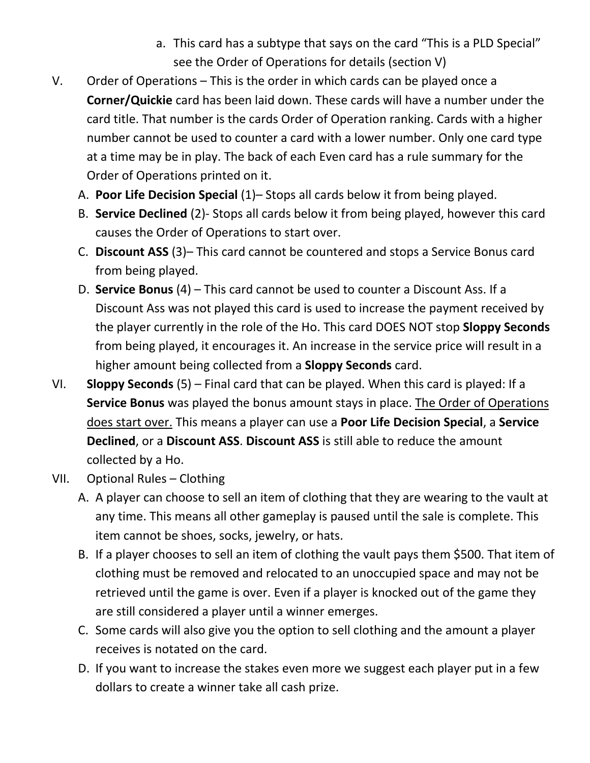a. This card has a subtype that says on the card "This is a PLD Special" see the Order of Operations for details (section V)

V. Order of Operations – This is the order in which cards can be played once a **Corner/Quickie** card has been laid down. These cards will have a number under the card title. That number is the cards Order of Operation ranking. Cards with a higher number cannot be used to counter a card with a lower number. Only one card type at a time may be in play. The back of each Even card has a rule summary for the Order of Operations printed on it.

   A. **Poor Life Decision Special** (1)– Stops all cards below it from being played.
   B. **Service Declined** (2)- Stops all cards below it from being played, however this card causes the Order of Operations to start over.
   C. **Discount ASS** (3)– This card cannot be countered and stops a Service Bonus card from being played.
   D. **Service Bonus** (4) – This card cannot be used to counter a Discount Ass. If a Discount Ass was not played this card is used to increase the payment received by the player currently in the role of the Ho. This card DOES NOT stop **Sloppy Seconds** from being played, it encourages it. An increase in the service price will result in a higher amount being collected from a **Sloppy Seconds** card.

VI. **Sloppy Seconds** (5) – Final card that can be played. When this card is played: If a **Service Bonus** was played the bonus amount stays in place. <u>The Order of Operations does start over.</u> This means a player can use a **Poor Life Decision Special**, a **Service Declined**, or a **Discount ASS**. **Discount ASS** is still able to reduce the amount collected by a Ho.

VII. Optional Rules – Clothing

   A. A player can choose to sell an item of clothing that they are wearing to the vault at any time. This means all other gameplay is paused until the sale is complete. This item cannot be shoes, socks, jewelry, or hats.
   B. If a player chooses to sell an item of clothing the vault pays them $500. That item of clothing must be removed and relocated to an unoccupied space and may not be retrieved until the game is over. Even if a player is knocked out of the game they are still considered a player until a winner emerges.
   C. Some cards will also give you the option to sell clothing and the amount a player receives is notated on the card.
   D. If you want to increase the stakes even more we suggest each player put in a few dollars to create a winner take all cash prize.